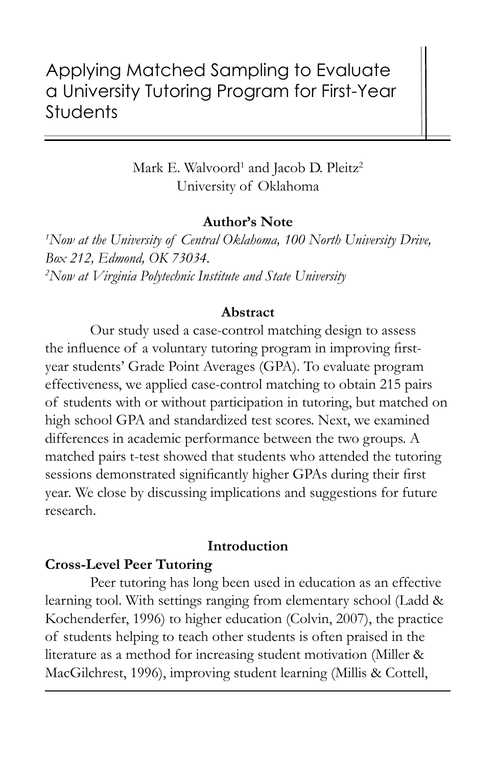# Applying Matched Sampling to Evaluate a University Tutoring Program for First-Year Students

Mark E. Walvoord[1] and Jacob D. Pleitz[2]
University of Oklahoma

**Author's Note**

*[1]Now at the University of Central Oklahoma, 100 North University Drive, Box 212, Edmond, OK 73034.*
*[2]Now at Virginia Polytechnic Institute and State University*

**Abstract**

Our study used a case-control matching design to assess the influence of a voluntary tutoring program in improving first-year students' Grade Point Averages (GPA). To evaluate program effectiveness, we applied case-control matching to obtain 215 pairs of students with or without participation in tutoring, but matched on high school GPA and standardized test scores. Next, we examined differences in academic performance between the two groups. A matched pairs t-test showed that students who attended the tutoring sessions demonstrated significantly higher GPAs during their first year. We close by discussing implications and suggestions for future research.

## Introduction

### Cross-Level Peer Tutoring

Peer tutoring has long been used in education as an effective learning tool. With settings ranging from elementary school (Ladd & Kochenderfer, 1996) to higher education (Colvin, 2007), the practice of students helping to teach other students is often praised in the literature as a method for increasing student motivation (Miller & MacGilchrest, 1996), improving student learning (Millis & Cottell,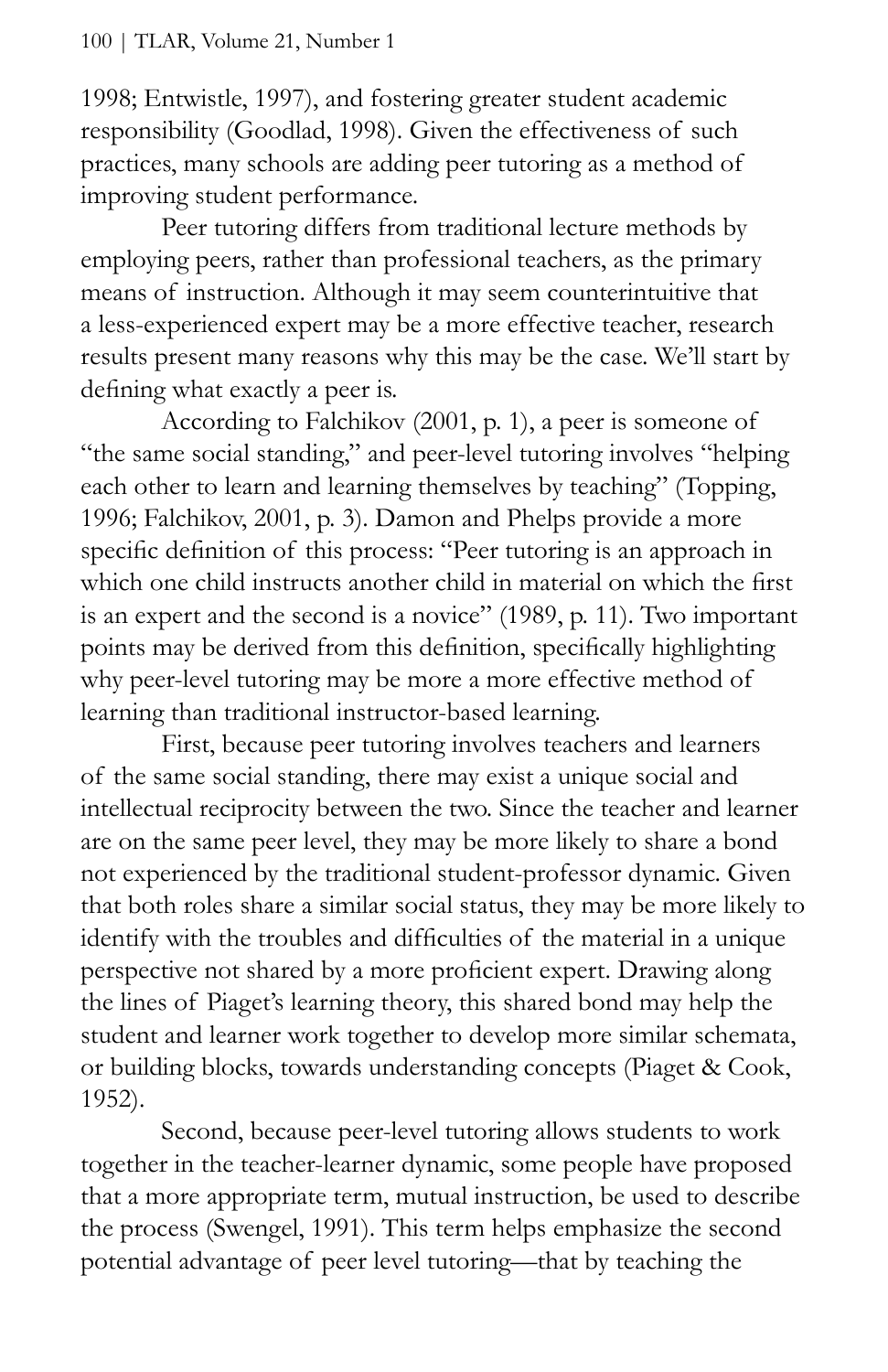1998; Entwistle, 1997), and fostering greater student academic responsibility (Goodlad, 1998). Given the effectiveness of such practices, many schools are adding peer tutoring as a method of improving student performance.

Peer tutoring differs from traditional lecture methods by employing peers, rather than professional teachers, as the primary means of instruction. Although it may seem counterintuitive that a less-experienced expert may be a more effective teacher, research results present many reasons why this may be the case. We'll start by defining what exactly a peer is.

According to Falchikov (2001, p. 1), a peer is someone of "the same social standing," and peer-level tutoring involves "helping each other to learn and learning themselves by teaching" (Topping, 1996; Falchikov, 2001, p. 3). Damon and Phelps provide a more specific definition of this process: "Peer tutoring is an approach in which one child instructs another child in material on which the first is an expert and the second is a novice" (1989, p. 11). Two important points may be derived from this definition, specifically highlighting why peer-level tutoring may be more a more effective method of learning than traditional instructor-based learning.

First, because peer tutoring involves teachers and learners of the same social standing, there may exist a unique social and intellectual reciprocity between the two. Since the teacher and learner are on the same peer level, they may be more likely to share a bond not experienced by the traditional student-professor dynamic. Given that both roles share a similar social status, they may be more likely to identify with the troubles and difficulties of the material in a unique perspective not shared by a more proficient expert. Drawing along the lines of Piaget's learning theory, this shared bond may help the student and learner work together to develop more similar schemata, or building blocks, towards understanding concepts (Piaget & Cook, 1952).

Second, because peer-level tutoring allows students to work together in the teacher-learner dynamic, some people have proposed that a more appropriate term, mutual instruction, be used to describe the process (Swengel, 1991). This term helps emphasize the second potential advantage of peer level tutoring—that by teaching the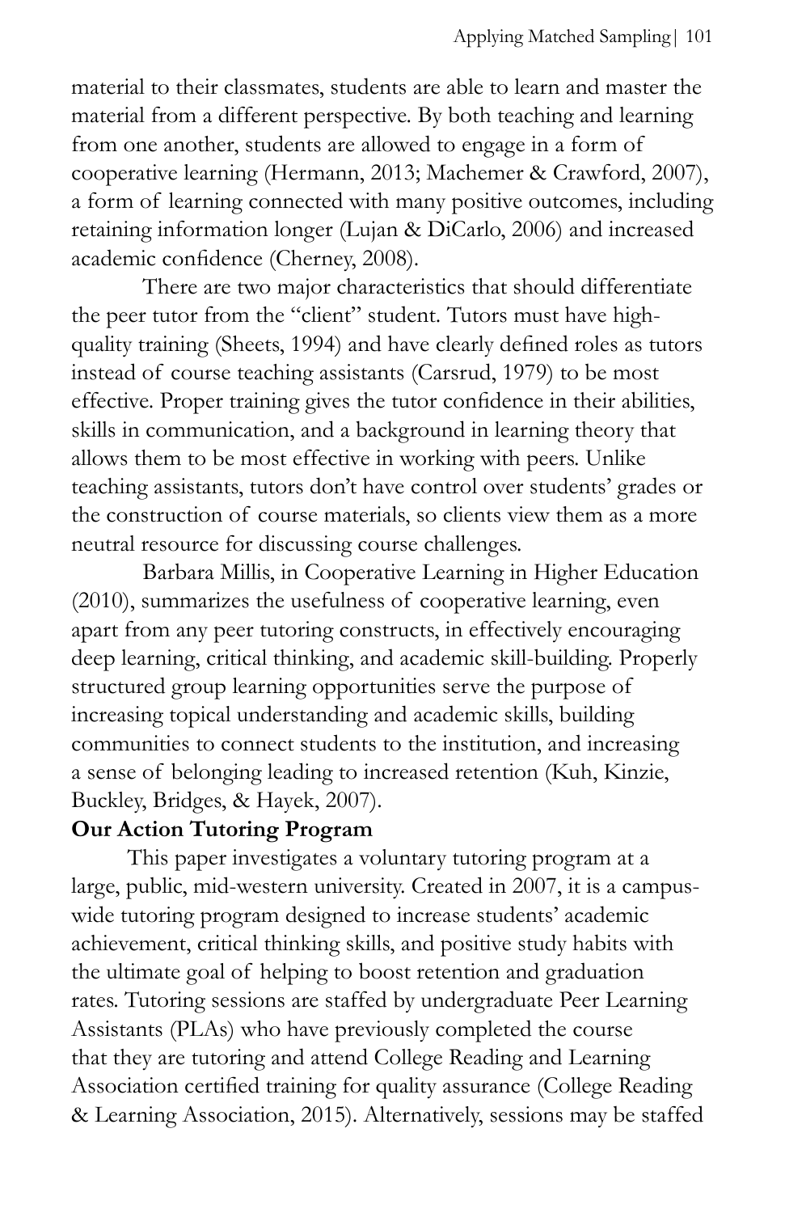material to their classmates, students are able to learn and master the material from a different perspective. By both teaching and learning from one another, students are allowed to engage in a form of cooperative learning (Hermann, 2013; Machemer & Crawford, 2007), a form of learning connected with many positive outcomes, including retaining information longer (Lujan & DiCarlo, 2006) and increased academic confidence (Cherney, 2008).

There are two major characteristics that should differentiate the peer tutor from the "client" student. Tutors must have high-quality training (Sheets, 1994) and have clearly defined roles as tutors instead of course teaching assistants (Carsrud, 1979) to be most effective. Proper training gives the tutor confidence in their abilities, skills in communication, and a background in learning theory that allows them to be most effective in working with peers. Unlike teaching assistants, tutors don't have control over students' grades or the construction of course materials, so clients view them as a more neutral resource for discussing course challenges.

Barbara Millis, in Cooperative Learning in Higher Education (2010), summarizes the usefulness of cooperative learning, even apart from any peer tutoring constructs, in effectively encouraging deep learning, critical thinking, and academic skill-building. Properly structured group learning opportunities serve the purpose of increasing topical understanding and academic skills, building communities to connect students to the institution, and increasing a sense of belonging leading to increased retention (Kuh, Kinzie, Buckley, Bridges, & Hayek, 2007).

**Our Action Tutoring Program**

This paper investigates a voluntary tutoring program at a large, public, mid-western university. Created in 2007, it is a campus-wide tutoring program designed to increase students' academic achievement, critical thinking skills, and positive study habits with the ultimate goal of helping to boost retention and graduation rates. Tutoring sessions are staffed by undergraduate Peer Learning Assistants (PLAs) who have previously completed the course that they are tutoring and attend College Reading and Learning Association certified training for quality assurance (College Reading & Learning Association, 2015). Alternatively, sessions may be staffed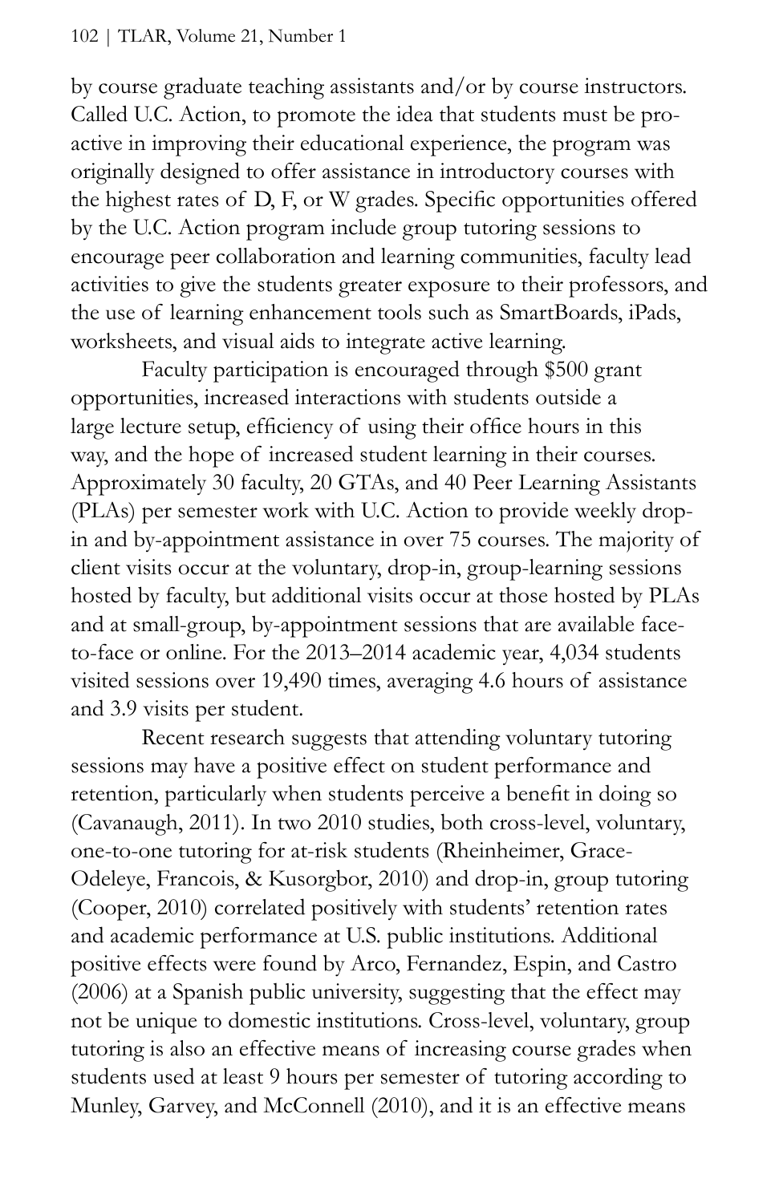by course graduate teaching assistants and/or by course instructors. Called U.C. Action, to promote the idea that students must be proactive in improving their educational experience, the program was originally designed to offer assistance in introductory courses with the highest rates of D, F, or W grades. Specific opportunities offered by the U.C. Action program include group tutoring sessions to encourage peer collaboration and learning communities, faculty lead activities to give the students greater exposure to their professors, and the use of learning enhancement tools such as SmartBoards, iPads, worksheets, and visual aids to integrate active learning.

Faculty participation is encouraged through $500 grant opportunities, increased interactions with students outside a large lecture setup, efficiency of using their office hours in this way, and the hope of increased student learning in their courses. Approximately 30 faculty, 20 GTAs, and 40 Peer Learning Assistants (PLAs) per semester work with U.C. Action to provide weekly drop-in and by-appointment assistance in over 75 courses. The majority of client visits occur at the voluntary, drop-in, group-learning sessions hosted by faculty, but additional visits occur at those hosted by PLAs and at small-group, by-appointment sessions that are available face-to-face or online. For the 2013–2014 academic year, 4,034 students visited sessions over 19,490 times, averaging 4.6 hours of assistance and 3.9 visits per student.

Recent research suggests that attending voluntary tutoring sessions may have a positive effect on student performance and retention, particularly when students perceive a benefit in doing so (Cavanaugh, 2011). In two 2010 studies, both cross-level, voluntary, one-to-one tutoring for at-risk students (Rheinheimer, Grace-Odeleye, Francois, & Kusorgbor, 2010) and drop-in, group tutoring (Cooper, 2010) correlated positively with students' retention rates and academic performance at U.S. public institutions. Additional positive effects were found by Arco, Fernandez, Espin, and Castro (2006) at a Spanish public university, suggesting that the effect may not be unique to domestic institutions. Cross-level, voluntary, group tutoring is also an effective means of increasing course grades when students used at least 9 hours per semester of tutoring according to Munley, Garvey, and McConnell (2010), and it is an effective means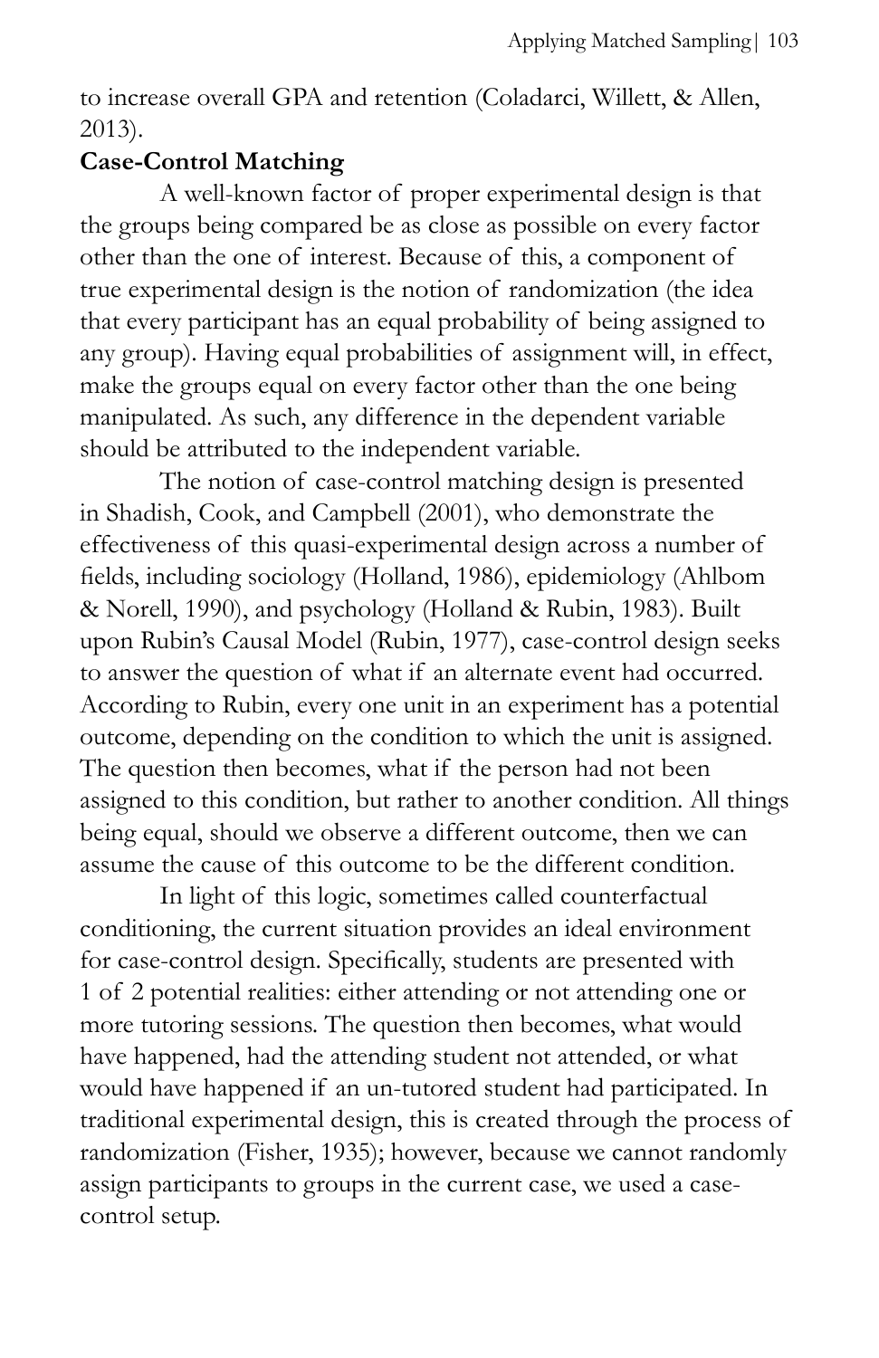to increase overall GPA and retention (Coladarci, Willett, & Allen, 2013).

**Case-Control Matching**

A well-known factor of proper experimental design is that the groups being compared be as close as possible on every factor other than the one of interest. Because of this, a component of true experimental design is the notion of randomization (the idea that every participant has an equal probability of being assigned to any group). Having equal probabilities of assignment will, in effect, make the groups equal on every factor other than the one being manipulated. As such, any difference in the dependent variable should be attributed to the independent variable.

The notion of case-control matching design is presented in Shadish, Cook, and Campbell (2001), who demonstrate the effectiveness of this quasi-experimental design across a number of fields, including sociology (Holland, 1986), epidemiology (Ahlbom & Norell, 1990), and psychology (Holland & Rubin, 1983). Built upon Rubin's Causal Model (Rubin, 1977), case-control design seeks to answer the question of what if an alternate event had occurred. According to Rubin, every one unit in an experiment has a potential outcome, depending on the condition to which the unit is assigned. The question then becomes, what if the person had not been assigned to this condition, but rather to another condition. All things being equal, should we observe a different outcome, then we can assume the cause of this outcome to be the different condition.

In light of this logic, sometimes called counterfactual conditioning, the current situation provides an ideal environment for case-control design. Specifically, students are presented with 1 of 2 potential realities: either attending or not attending one or more tutoring sessions. The question then becomes, what would have happened, had the attending student not attended, or what would have happened if an un-tutored student had participated. In traditional experimental design, this is created through the process of randomization (Fisher, 1935); however, because we cannot randomly assign participants to groups in the current case, we used a case-control setup.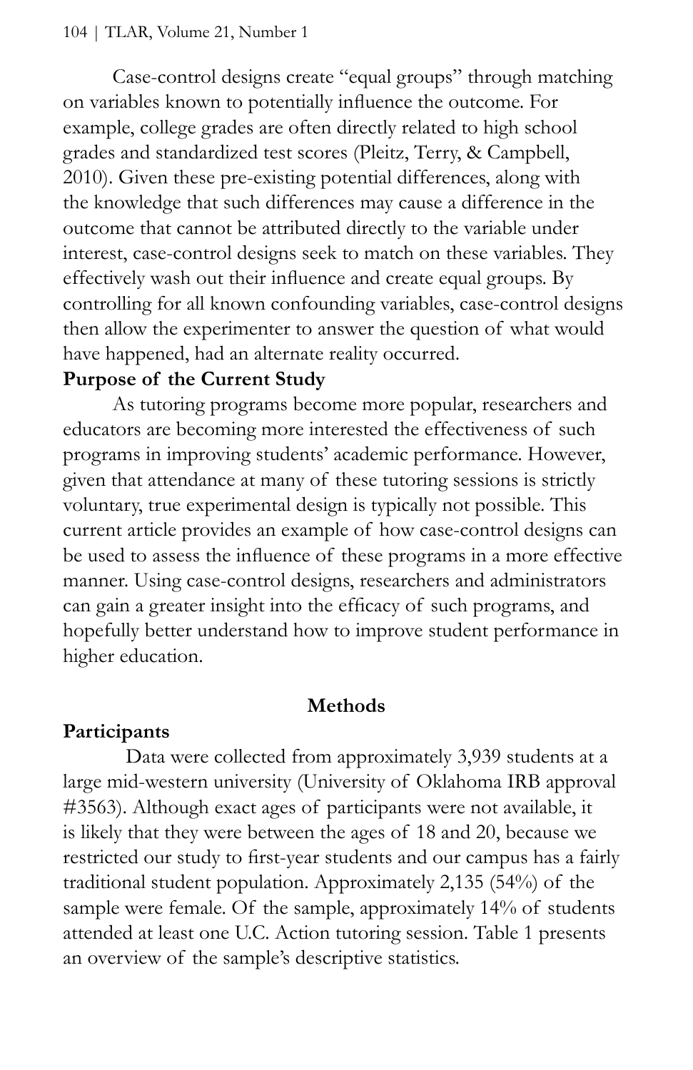Case-control designs create "equal groups" through matching on variables known to potentially influence the outcome. For example, college grades are often directly related to high school grades and standardized test scores (Pleitz, Terry, & Campbell, 2010). Given these pre-existing potential differences, along with the knowledge that such differences may cause a difference in the outcome that cannot be attributed directly to the variable under interest, case-control designs seek to match on these variables. They effectively wash out their influence and create equal groups. By controlling for all known confounding variables, case-control designs then allow the experimenter to answer the question of what would have happened, had an alternate reality occurred.

**Purpose of the Current Study**

As tutoring programs become more popular, researchers and educators are becoming more interested the effectiveness of such programs in improving students' academic performance. However, given that attendance at many of these tutoring sessions is strictly voluntary, true experimental design is typically not possible. This current article provides an example of how case-control designs can be used to assess the influence of these programs in a more effective manner. Using case-control designs, researchers and administrators can gain a greater insight into the efficacy of such programs, and hopefully better understand how to improve student performance in higher education.

## Methods

**Participants**

Data were collected from approximately 3,939 students at a large mid-western university (University of Oklahoma IRB approval #3563). Although exact ages of participants were not available, it is likely that they were between the ages of 18 and 20, because we restricted our study to first-year students and our campus has a fairly traditional student population. Approximately 2,135 (54%) of the sample were female. Of the sample, approximately 14% of students attended at least one U.C. Action tutoring session. Table 1 presents an overview of the sample's descriptive statistics.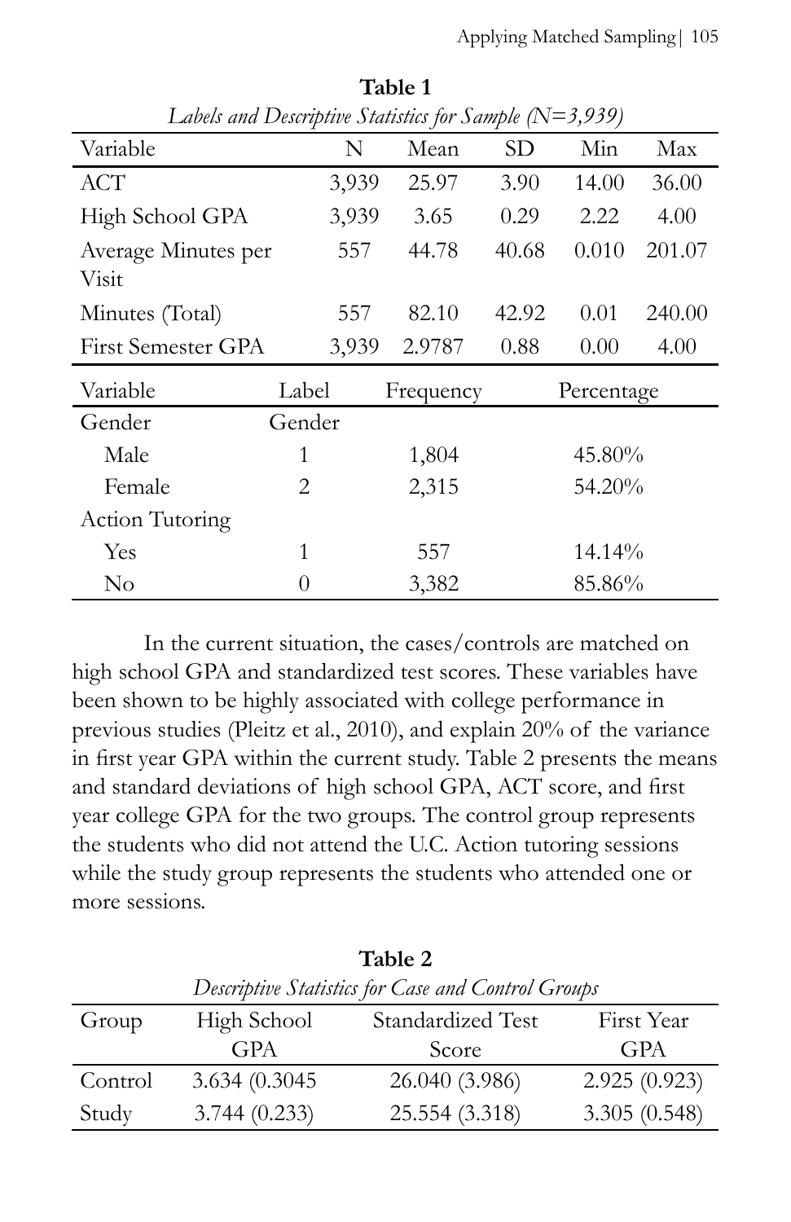**Table 1**

*Labels and Descriptive Statistics for Sample (N=3,939)*

| Variable | N | Mean | SD | Min | Max |
|---|---|---|---|---|---|
| ACT | 3,939 | 25.97 | 3.90 | 14.00 | 36.00 |
| High School GPA | 3,939 | 3.65 | 0.29 | 2.22 | 4.00 |
| Average Minutes per Visit | 557 | 44.78 | 40.68 | 0.010 | 201.07 |
| Minutes (Total) | 557 | 82.10 | 42.92 | 0.01 | 240.00 |
| First Semester GPA | 3,939 | 2.9787 | 0.88 | 0.00 | 4.00 |

| Variable | Label | Frequency | Percentage |
|---|---|---|---|
| Gender | Gender | | |
| Male | 1 | 1,804 | 45.80% |
| Female | 2 | 2,315 | 54.20% |
| Action Tutoring | | | |
| Yes | 1 | 557 | 14.14% |
| No | 0 | 3,382 | 85.86% |

In the current situation, the cases/controls are matched on high school GPA and standardized test scores. These variables have been shown to be highly associated with college performance in previous studies (Pleitz et al., 2010), and explain 20% of the variance in first year GPA within the current study. Table 2 presents the means and standard deviations of high school GPA, ACT score, and first year college GPA for the two groups. The control group represents the students who did not attend the U.C. Action tutoring sessions while the study group represents the students who attended one or more sessions.

**Table 2**

*Descriptive Statistics for Case and Control Groups*

| Group | High School GPA | Standardized Test Score | First Year GPA |
|---|---|---|---|
| Control | 3.634 (0.3045 | 26.040 (3.986) | 2.925 (0.923) |
| Study | 3.744 (0.233) | 25.554 (3.318) | 3.305 (0.548) |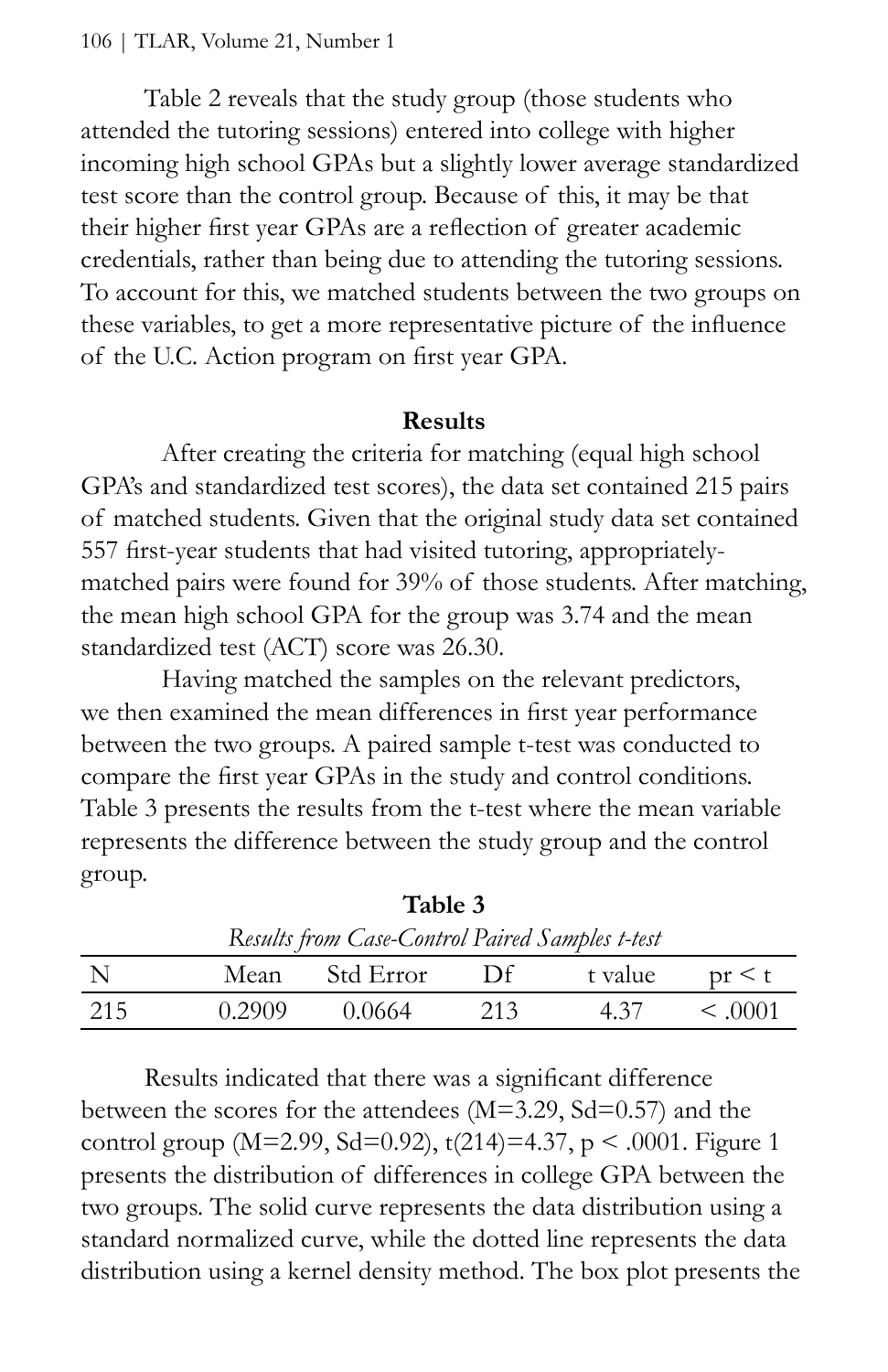Table 2 reveals that the study group (those students who attended the tutoring sessions) entered into college with higher incoming high school GPAs but a slightly lower average standardized test score than the control group. Because of this, it may be that their higher first year GPAs are a reflection of greater academic credentials, rather than being due to attending the tutoring sessions. To account for this, we matched students between the two groups on these variables, to get a more representative picture of the influence of the U.C. Action program on first year GPA.

## Results

After creating the criteria for matching (equal high school GPA's and standardized test scores), the data set contained 215 pairs of matched students. Given that the original study data set contained 557 first-year students that had visited tutoring, appropriately-matched pairs were found for 39% of those students. After matching, the mean high school GPA for the group was 3.74 and the mean standardized test (ACT) score was 26.30.

Having matched the samples on the relevant predictors, we then examined the mean differences in first year performance between the two groups. A paired sample t-test was conducted to compare the first year GPAs in the study and control conditions. Table 3 presents the results from the t-test where the mean variable represents the difference between the study group and the control group.

**Table 3**

*Results from Case-Control Paired Samples t-test*

| N | Mean | Std Error | Df | t value | pr < t |
|---|---|---|---|---|---|
| 215 | 0.2909 | 0.0664 | 213 | 4.37 | < .0001 |

Results indicated that there was a significant difference between the scores for the attendees (M=3.29, Sd=0.57) and the control group (M=2.99, Sd=0.92), $t(214)=4.37$, $p < .0001$. Figure 1 presents the distribution of differences in college GPA between the two groups. The solid curve represents the data distribution using a standard normalized curve, while the dotted line represents the data distribution using a kernel density method. The box plot presents the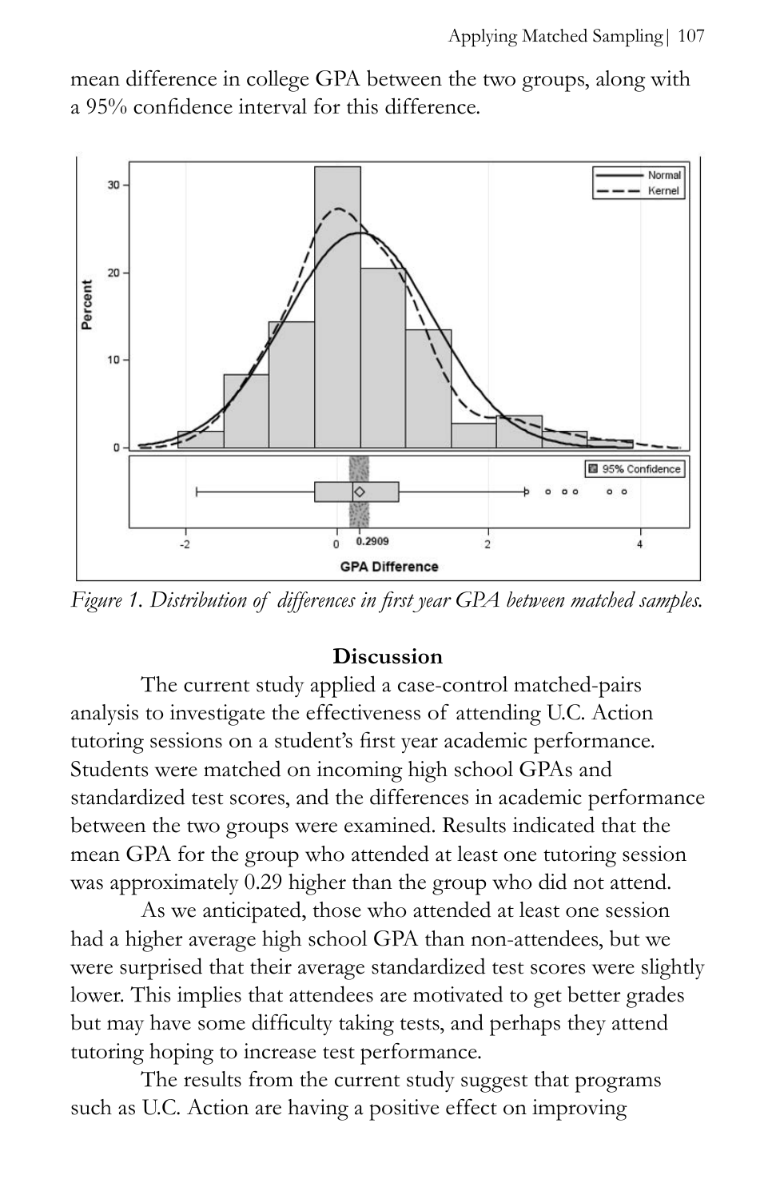mean difference in college GPA between the two groups, along with a 95% confidence interval for this difference.

*Figure 1. Distribution of differences in first year GPA between matched samples.*

**Discussion**

The current study applied a case-control matched-pairs analysis to investigate the effectiveness of attending U.C. Action tutoring sessions on a student's first year academic performance. Students were matched on incoming high school GPAs and standardized test scores, and the differences in academic performance between the two groups were examined. Results indicated that the mean GPA for the group who attended at least one tutoring session was approximately 0.29 higher than the group who did not attend.

As we anticipated, those who attended at least one session had a higher average high school GPA than non-attendees, but we were surprised that their average standardized test scores were slightly lower. This implies that attendees are motivated to get better grades but may have some difficulty taking tests, and perhaps they attend tutoring hoping to increase test performance.

The results from the current study suggest that programs such as U.C. Action are having a positive effect on improving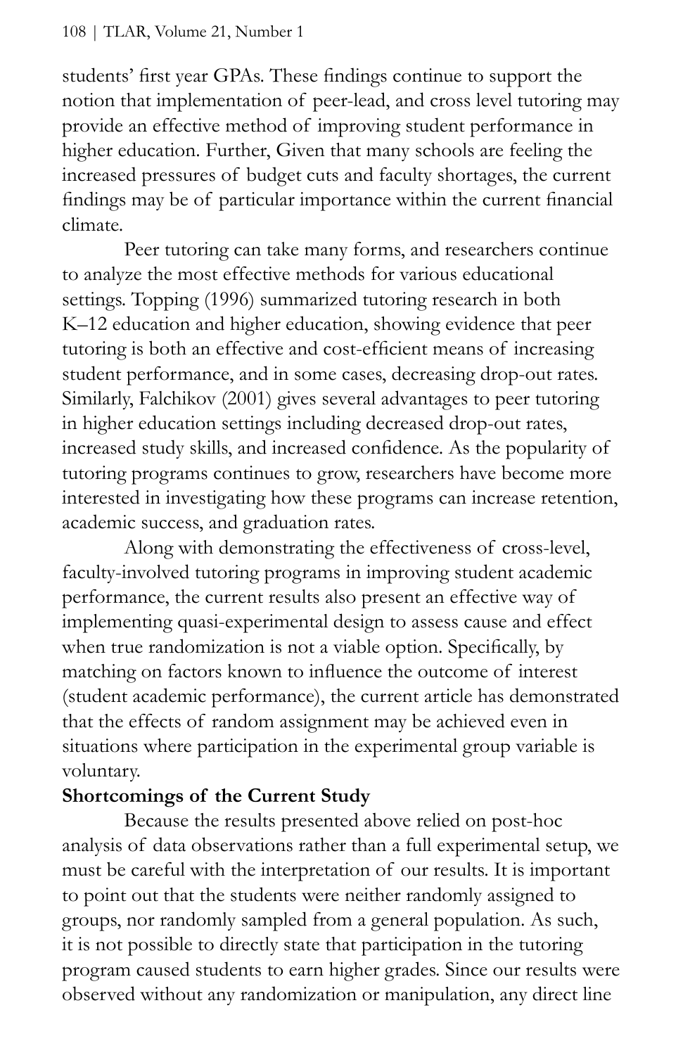students' first year GPAs. These findings continue to support the notion that implementation of peer-lead, and cross level tutoring may provide an effective method of improving student performance in higher education. Further, Given that many schools are feeling the increased pressures of budget cuts and faculty shortages, the current findings may be of particular importance within the current financial climate.

Peer tutoring can take many forms, and researchers continue to analyze the most effective methods for various educational settings. Topping (1996) summarized tutoring research in both K–12 education and higher education, showing evidence that peer tutoring is both an effective and cost-efficient means of increasing student performance, and in some cases, decreasing drop-out rates. Similarly, Falchikov (2001) gives several advantages to peer tutoring in higher education settings including decreased drop-out rates, increased study skills, and increased confidence. As the popularity of tutoring programs continues to grow, researchers have become more interested in investigating how these programs can increase retention, academic success, and graduation rates.

Along with demonstrating the effectiveness of cross-level, faculty-involved tutoring programs in improving student academic performance, the current results also present an effective way of implementing quasi-experimental design to assess cause and effect when true randomization is not a viable option. Specifically, by matching on factors known to influence the outcome of interest (student academic performance), the current article has demonstrated that the effects of random assignment may be achieved even in situations where participation in the experimental group variable is voluntary.

**Shortcomings of the Current Study**

Because the results presented above relied on post-hoc analysis of data observations rather than a full experimental setup, we must be careful with the interpretation of our results. It is important to point out that the students were neither randomly assigned to groups, nor randomly sampled from a general population. As such, it is not possible to directly state that participation in the tutoring program caused students to earn higher grades. Since our results were observed without any randomization or manipulation, any direct line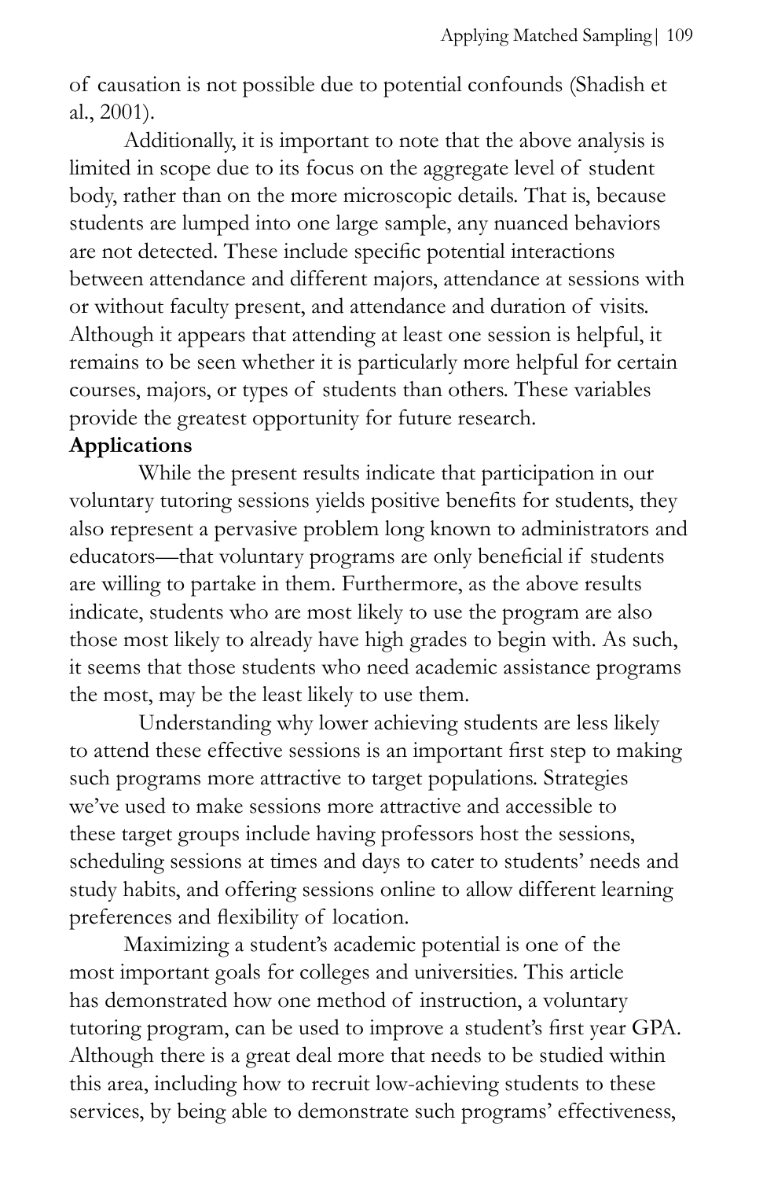of causation is not possible due to potential confounds (Shadish et al., 2001).

Additionally, it is important to note that the above analysis is limited in scope due to its focus on the aggregate level of student body, rather than on the more microscopic details. That is, because students are lumped into one large sample, any nuanced behaviors are not detected. These include specific potential interactions between attendance and different majors, attendance at sessions with or without faculty present, and attendance and duration of visits. Although it appears that attending at least one session is helpful, it remains to be seen whether it is particularly more helpful for certain courses, majors, or types of students than others. These variables provide the greatest opportunity for future research.

**Applications**

While the present results indicate that participation in our voluntary tutoring sessions yields positive benefits for students, they also represent a pervasive problem long known to administrators and educators—that voluntary programs are only beneficial if students are willing to partake in them. Furthermore, as the above results indicate, students who are most likely to use the program are also those most likely to already have high grades to begin with. As such, it seems that those students who need academic assistance programs the most, may be the least likely to use them.

Understanding why lower achieving students are less likely to attend these effective sessions is an important first step to making such programs more attractive to target populations. Strategies we've used to make sessions more attractive and accessible to these target groups include having professors host the sessions, scheduling sessions at times and days to cater to students' needs and study habits, and offering sessions online to allow different learning preferences and flexibility of location.

Maximizing a student's academic potential is one of the most important goals for colleges and universities. This article has demonstrated how one method of instruction, a voluntary tutoring program, can be used to improve a student's first year GPA. Although there is a great deal more that needs to be studied within this area, including how to recruit low-achieving students to these services, by being able to demonstrate such programs' effectiveness,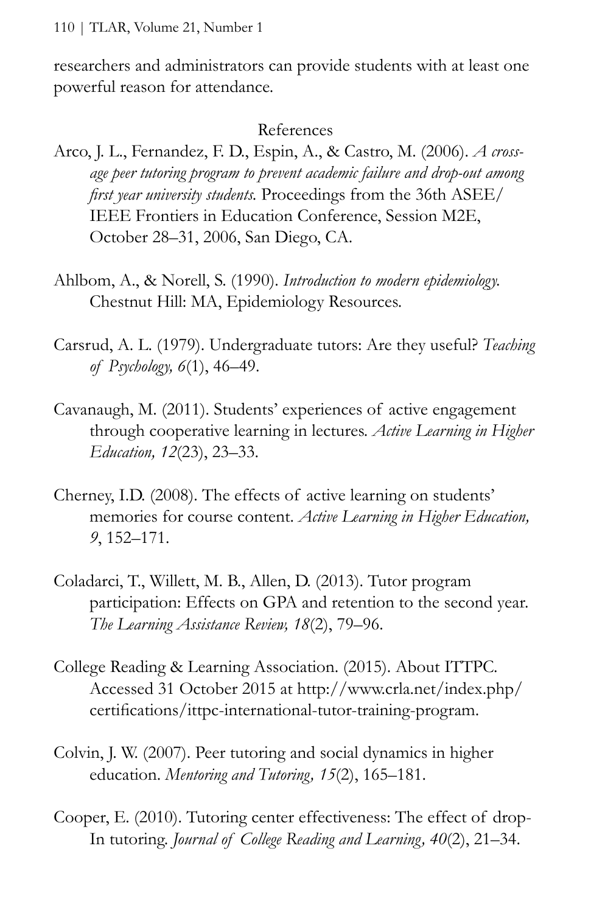researchers and administrators can provide students with at least one powerful reason for attendance.

## References

Arco, J. L., Fernandez, F. D., Espin, A., & Castro, M. (2006). *A cross-age peer tutoring program to prevent academic failure and drop-out among first year university students.* Proceedings from the 36th ASEE/IEEE Frontiers in Education Conference, Session M2E, October 28–31, 2006, San Diego, CA.

Ahlbom, A., & Norell, S. (1990). *Introduction to modern epidemiology.* Chestnut Hill: MA, Epidemiology Resources.

Carsrud, A. L. (1979). Undergraduate tutors: Are they useful? *Teaching of Psychology, 6*(1), 46–49.

Cavanaugh, M. (2011). Students' experiences of active engagement through cooperative learning in lectures. *Active Learning in Higher Education, 12*(23), 23–33.

Cherney, I.D. (2008). The effects of active learning on students' memories for course content. *Active Learning in Higher Education, 9*, 152–171.

Coladarci, T., Willett, M. B., Allen, D. (2013). Tutor program participation: Effects on GPA and retention to the second year. *The Learning Assistance Review, 18*(2), 79–96.

College Reading & Learning Association. (2015). About ITTPC. Accessed 31 October 2015 at http://www.crla.net/index.php/certifications/ittpc-international-tutor-training-program.

Colvin, J. W. (2007). Peer tutoring and social dynamics in higher education. *Mentoring and Tutoring, 15*(2), 165–181.

Cooper, E. (2010). Tutoring center effectiveness: The effect of drop-In tutoring. *Journal of College Reading and Learning, 40*(2), 21–34.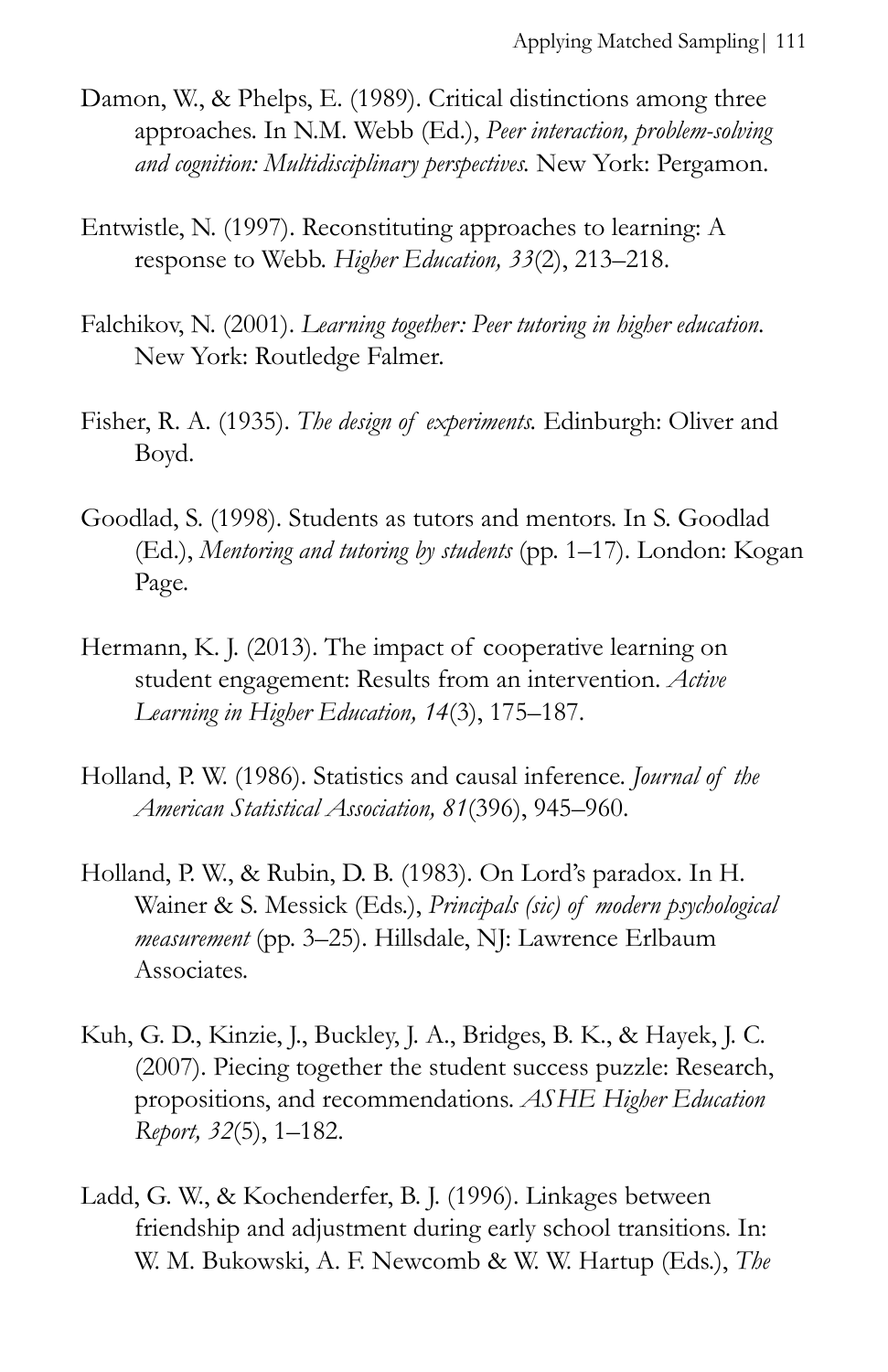Damon, W., & Phelps, E. (1989). Critical distinctions among three approaches. In N.M. Webb (Ed.), *Peer interaction, problem-solving and cognition: Multidisciplinary perspectives.* New York: Pergamon.

Entwistle, N. (1997). Reconstituting approaches to learning: A response to Webb. *Higher Education, 33*(2), 213–218.

Falchikov, N. (2001). *Learning together: Peer tutoring in higher education.* New York: Routledge Falmer.

Fisher, R. A. (1935). *The design of experiments.* Edinburgh: Oliver and Boyd.

Goodlad, S. (1998). Students as tutors and mentors. In S. Goodlad (Ed.), *Mentoring and tutoring by students* (pp. 1–17). London: Kogan Page.

Hermann, K. J. (2013). The impact of cooperative learning on student engagement: Results from an intervention. *Active Learning in Higher Education, 14*(3), 175–187.

Holland, P. W. (1986). Statistics and causal inference. *Journal of the American Statistical Association, 81*(396), 945–960.

Holland, P. W., & Rubin, D. B. (1983). On Lord's paradox. In H. Wainer & S. Messick (Eds.), *Principals (sic) of modern psychological measurement* (pp. 3–25). Hillsdale, NJ: Lawrence Erlbaum Associates.

Kuh, G. D., Kinzie, J., Buckley, J. A., Bridges, B. K., & Hayek, J. C. (2007). Piecing together the student success puzzle: Research, propositions, and recommendations. *ASHE Higher Education Report, 32*(5), 1–182.

Ladd, G. W., & Kochenderfer, B. J. (1996). Linkages between friendship and adjustment during early school transitions. In: W. M. Bukowski, A. F. Newcomb & W. W. Hartup (Eds.), *The*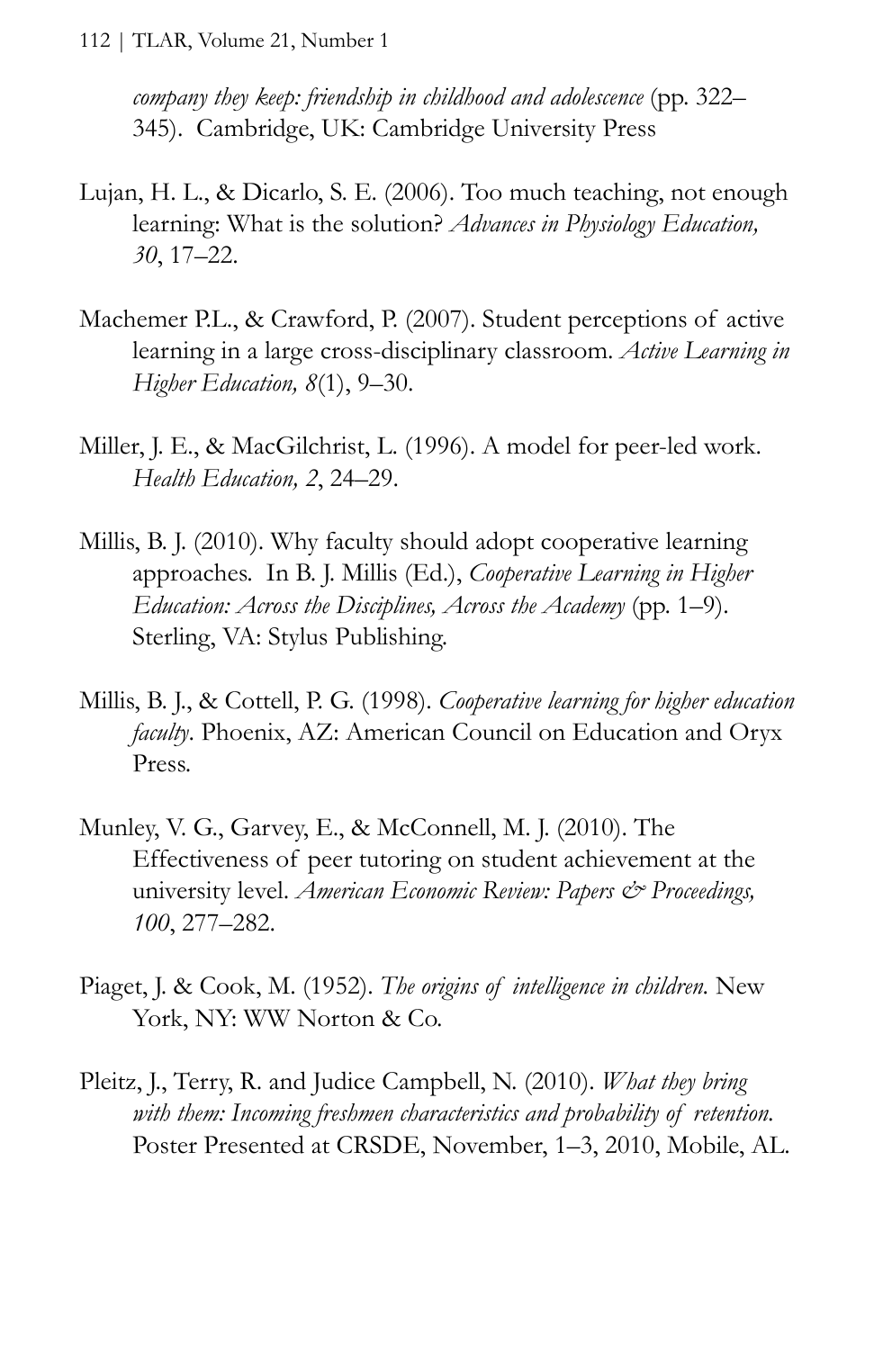*company they keep: friendship in childhood and adolescence* (pp. 322–345). Cambridge, UK: Cambridge University Press

Lujan, H. L., & Dicarlo, S. E. (2006). Too much teaching, not enough learning: What is the solution? *Advances in Physiology Education, 30*, 17–22.

Machemer P.L., & Crawford, P. (2007). Student perceptions of active learning in a large cross-disciplinary classroom. *Active Learning in Higher Education, 8*(1), 9–30.

Miller, J. E., & MacGilchrist, L. (1996). A model for peer-led work. *Health Education, 2*, 24–29.

Millis, B. J. (2010). Why faculty should adopt cooperative learning approaches. In B. J. Millis (Ed.), *Cooperative Learning in Higher Education: Across the Disciplines, Across the Academy* (pp. 1–9). Sterling, VA: Stylus Publishing.

Millis, B. J., & Cottell, P. G. (1998). *Cooperative learning for higher education faculty*. Phoenix, AZ: American Council on Education and Oryx Press.

Munley, V. G., Garvey, E., & McConnell, M. J. (2010). The Effectiveness of peer tutoring on student achievement at the university level. *American Economic Review: Papers & Proceedings, 100*, 277–282.

Piaget, J. & Cook, M. (1952). *The origins of intelligence in children.* New York, NY: WW Norton & Co.

Pleitz, J., Terry, R. and Judice Campbell, N. (2010). *What they bring with them: Incoming freshmen characteristics and probability of retention.* Poster Presented at CRSDE, November, 1–3, 2010, Mobile, AL.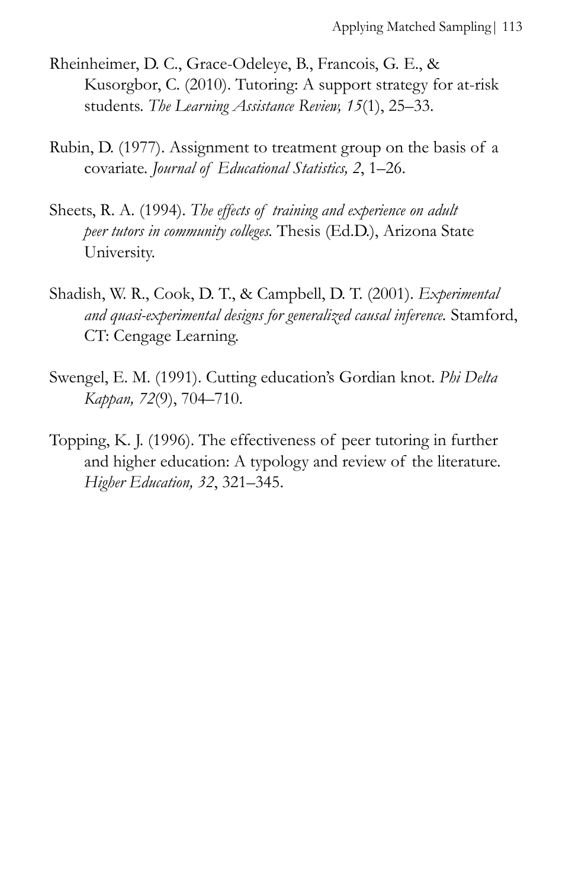Rheinheimer, D. C., Grace-Odeleye, B., Francois, G. E., & Kusorgbor, C. (2010). Tutoring: A support strategy for at-risk students. *The Learning Assistance Review, 15*(1), 25–33.

Rubin, D. (1977). Assignment to treatment group on the basis of a covariate. *Journal of Educational Statistics, 2*, 1–26.

Sheets, R. A. (1994). *The effects of training and experience on adult peer tutors in community colleges.* Thesis (Ed.D.), Arizona State University.

Shadish, W. R., Cook, D. T., & Campbell, D. T. (2001). *Experimental and quasi-experimental designs for generalized causal inference.* Stamford, CT: Cengage Learning.

Swengel, E. M. (1991). Cutting education's Gordian knot. *Phi Delta Kappan, 72*(9), 704–710.

Topping, K. J. (1996). The effectiveness of peer tutoring in further and higher education: A typology and review of the literature. *Higher Education, 32*, 321–345.